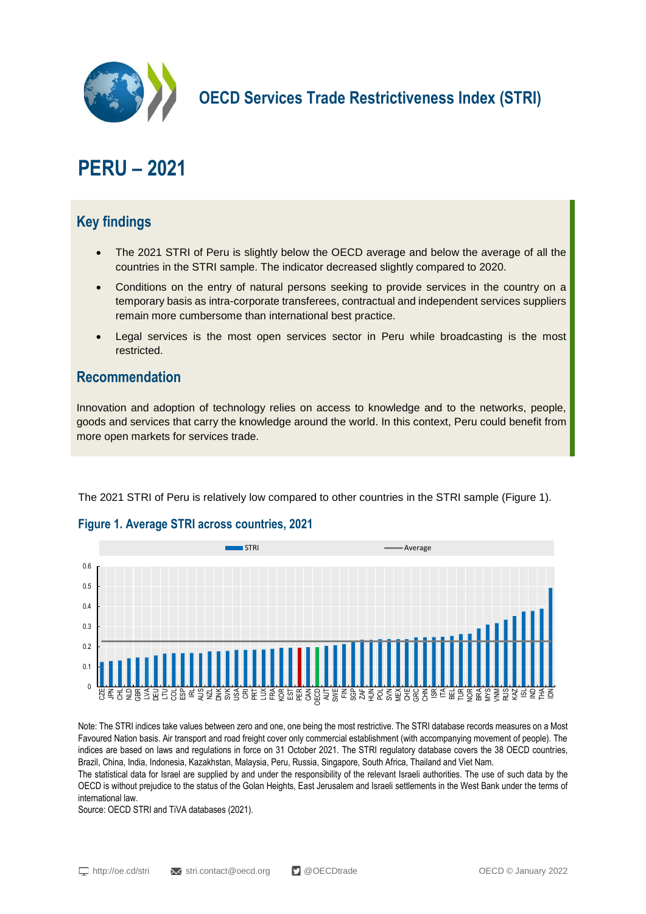# OECD Services Trade Restrictiveness Index (STRI)

# PERU – 2021

## Key findings

- The 2021 STRI of Peru is slightly below the OECD average and below the average of all the countries in the STRI sample. The indicator decreased slightly compared to 2020.
- Conditions on the entry of natural persons seeking to provide services in the country on a temporary basis as intra-corporate transferees, contractual and independent services suppliers remain more cumbersome than international best practice.
- Legal services is the most open services sector in Peru while broadcasting is the most restricted.

## Recommendation

Innovation and adoption of technology relies on access to knowledge and to the networks, people, goods and services that carry the knowledge around the world. In this context, Peru could benefit from more open markets for services trade.

The 2021 STRI of Peru is relatively low compared to other countries in the STRI sample (Figure 1).

### Figure 1. Average STRI across countries, 2021

Note: The STRI indices take values between zero and one, one being the most restrictive. The STRI database records measures on a Most Favoured Nation basis. Air transport and road freight cover only commercial establishment (with accompanying movement of people). The indices are based on laws and regulations in force on 31 October 2021. The STRI regulatory database covers the 38 OECD countries, Brazil, China, India, Indonesia, Kazakhstan, Malaysia, Peru, Russia, Singapore, South Africa, Thailand and Viet Nam.

The statistical data for Israel are supplied by and under the responsibility of the relevant Israeli authorities. The use of such data by the OECD is without prejudice to the status of the Golan Heights, East Jerusalem and Israeli settlements in the West Bank under the terms of international law.

Source: OECD STRI and TiVA databases (2021).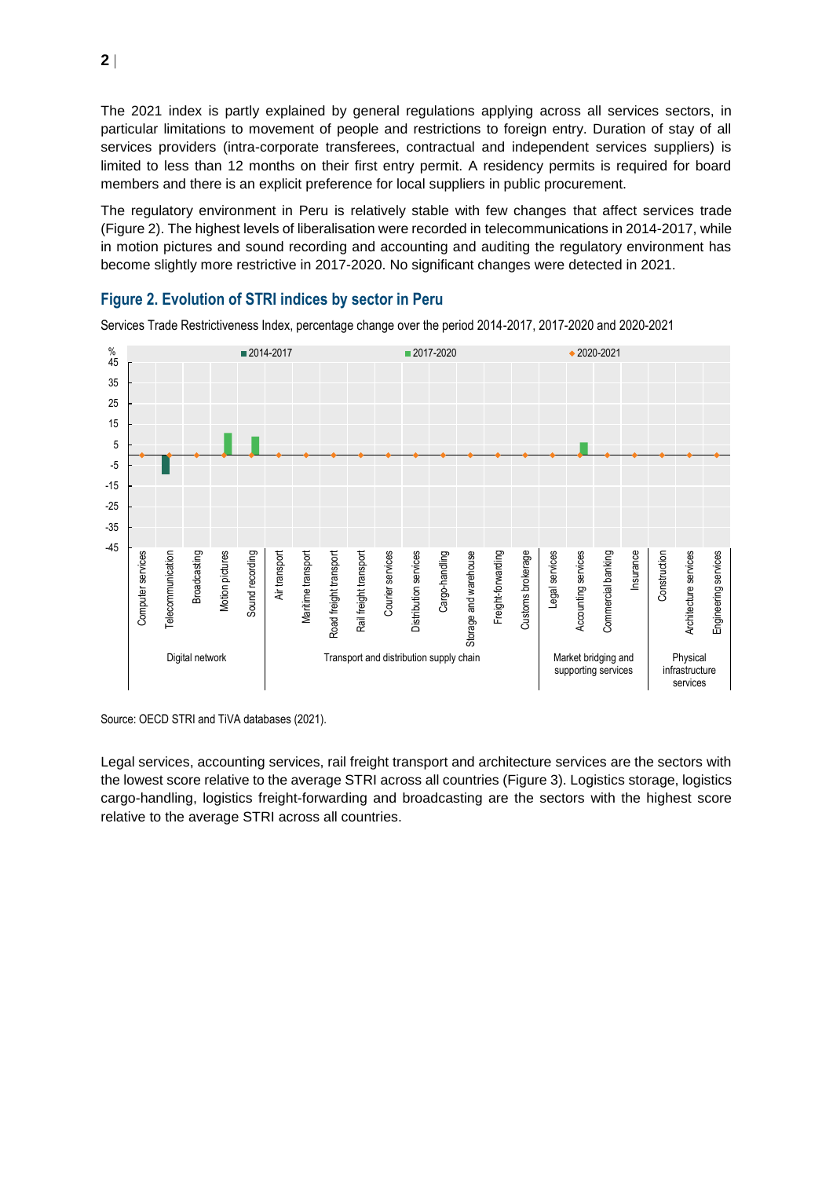The 2021 index is partly explained by general regulations applying across all services sectors, in particular limitations to movement of people and restrictions to foreign entry. Duration of stay of all services providers (intra-corporate transferees, contractual and independent services suppliers) is limited to less than 12 months on their first entry permit. A residency permits is required for board members and there is an explicit preference for local suppliers in public procurement.

The regulatory environment in Peru is relatively stable with few changes that affect services trade (Figure 2). The highest levels of liberalisation were recorded in telecommunications in 2014-2017, while in motion pictures and sound recording and accounting and auditing the regulatory environment has become slightly more restrictive in 2017-2020. No significant changes were detected in 2021.

## Figure 2. Evolution of STRI indices by sector in Peru

Services Trade Restrictiveness Index, percentage change over the period 2014-2017, 2017-2020 and 2020-2021

Source: OECD STRI and TiVA databases (2021).

Legal services, accounting services, rail freight transport and architecture services are the sectors with the lowest score relative to the average STRI across all countries (Figure 3). Logistics storage, logistics cargo-handling, logistics freight-forwarding and broadcasting are the sectors with the highest score relative to the average STRI across all countries.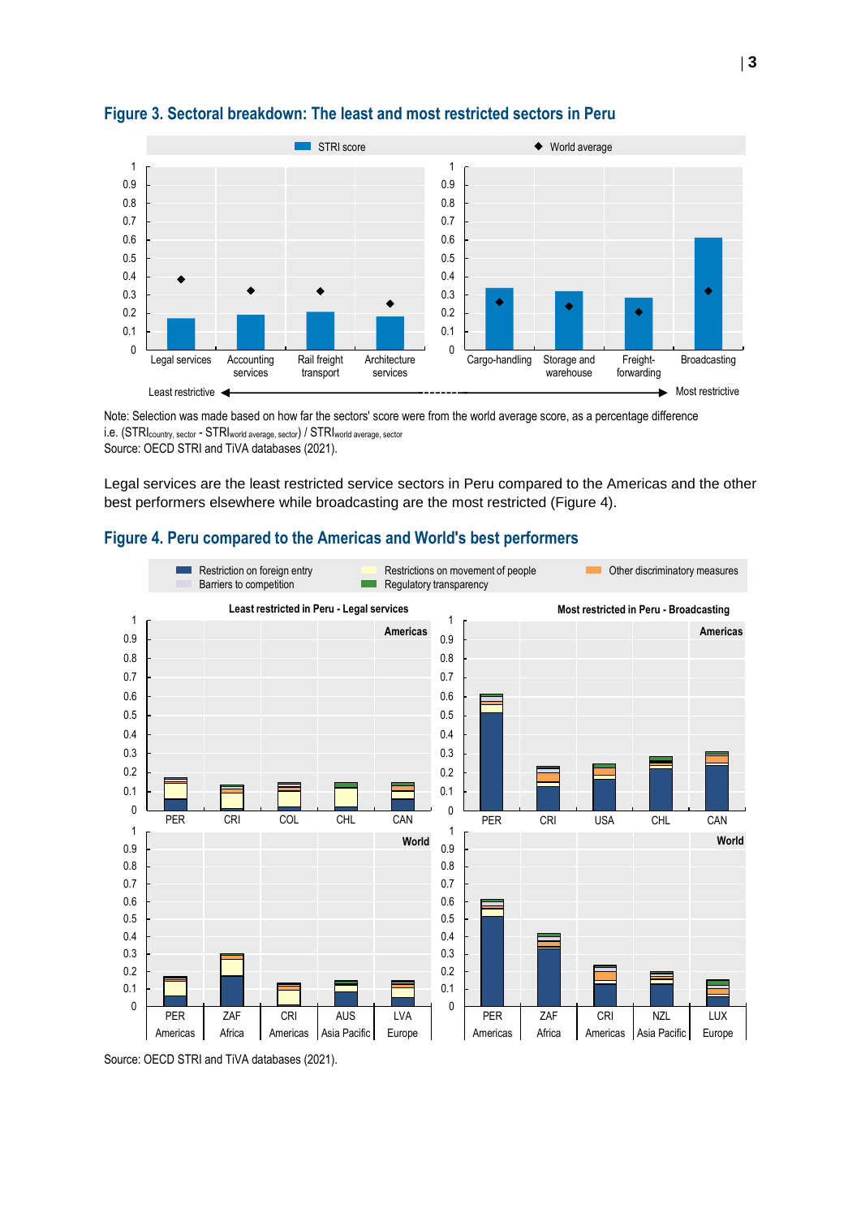## Figure 3. Sectoral breakdown: The least and most restricted sectors in Peru

Note: Selection was made based on how far the sectors' score were from the world average score, as a percentage difference i.e. $(STRI_{country, sector} - STRI_{world\ average, sector}) / STRI_{world\ average, sector}$

Source: OECD STRI and TiVA databases (2021).

Legal services are the least restricted service sectors in Peru compared to the Americas and the other best performers elsewhere while broadcasting are the most restricted (Figure 4).

## Figure 4. Peru compared to the Americas and World's best performers

Source: OECD STRI and TiVA databases (2021).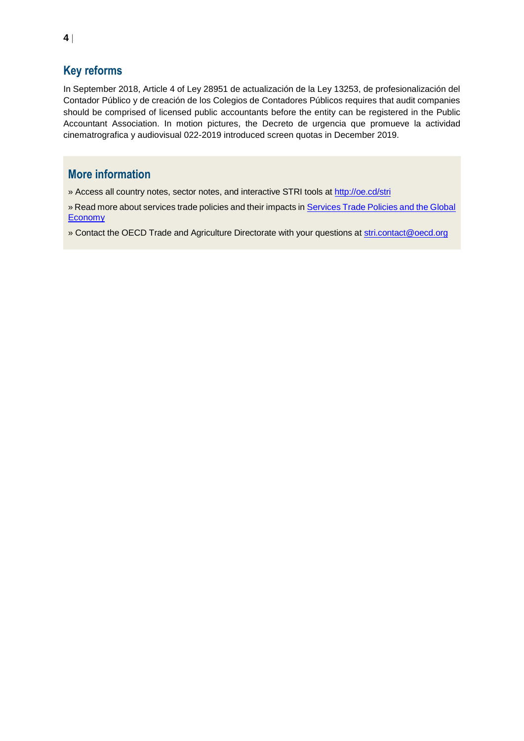## Key reforms

In September 2018, Article 4 of Ley 28951 de actualización de la Ley 13253, de profesionalización del Contador Público y de creación de los Colegios de Contadores Públicos requires that audit companies should be comprised of licensed public accountants before the entity can be registered in the Public Accountant Association. In motion pictures, the Decreto de urgencia que promueve la actividad cinematrografica y audiovisual 022-2019 introduced screen quotas in December 2019.

## More information

» Access all country notes, sector notes, and interactive STRI tools at [http://oe.cd/stri](http://oe.cd/stri)

» Read more about services trade policies and their impacts in [Services Trade Policies and the Global Economy]()

» Contact the OECD Trade and Agriculture Directorate with your questions at [stri.contact@oecd.org](mailto:stri.contact@oecd.org)